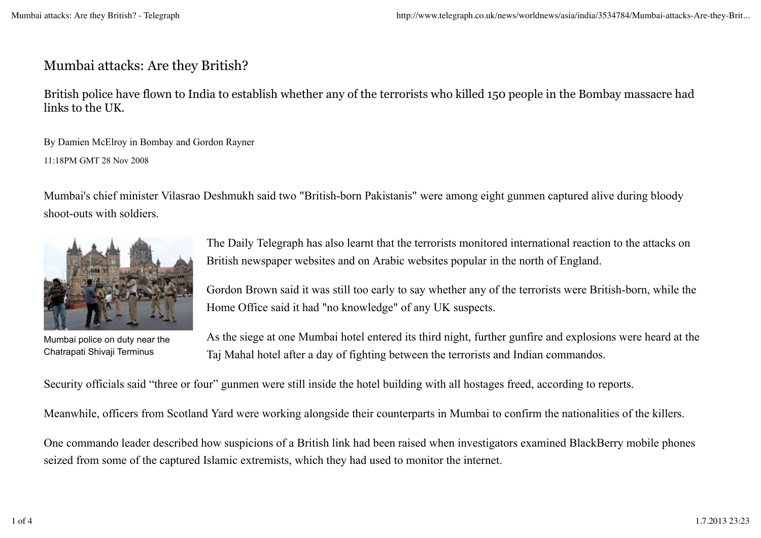# Mumbai attacks: Are they British?

## British police have flown to India to establish whether any of the terrorists who killed 150 people in the Bombay massacre had links to the UK.

By Damien McElroy in Bombay and Gordon Rayner

11:18PM GMT 28 Nov 2008

Mumbai's chief minister Vilasrao Deshmukh said two "British-born Pakistanis" were among eight gunmen captured alive during bloody shoot-outs with soldiers.

Mumbai police on duty near the Chatrapati Shivaji Terminus

The Daily Telegraph has also learnt that the terrorists monitored international reaction to the attacks on British newspaper websites and on Arabic websites popular in the north of England.

Gordon Brown said it was still too early to say whether any of the terrorists were British-born, while the Home Office said it had "no knowledge" of any UK suspects.

As the siege at one Mumbai hotel entered its third night, further gunfire and explosions were heard at the Taj Mahal hotel after a day of fighting between the terrorists and Indian commandos.

Security officials said “three or four” gunmen were still inside the hotel building with all hostages freed, according to reports.

Meanwhile, officers from Scotland Yard were working alongside their counterparts in Mumbai to confirm the nationalities of the killers.

One commando leader described how suspicions of a British link had been raised when investigators examined BlackBerry mobile phones seized from some of the captured Islamic extremists, which they had used to monitor the internet.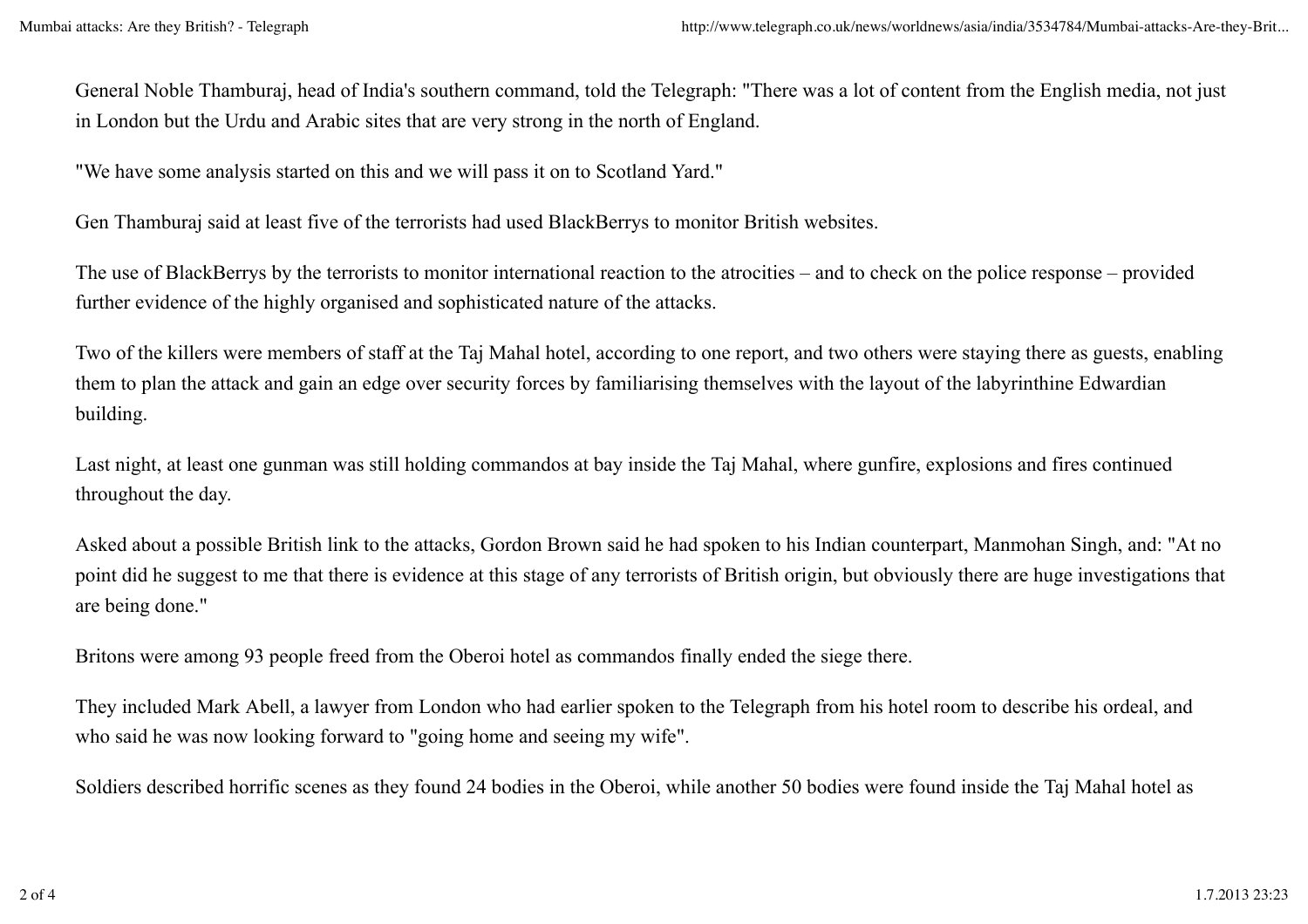General Noble Thamburaj, head of India's southern command, told the Telegraph: "There was a lot of content from the English media, not just in London but the Urdu and Arabic sites that are very strong in the north of England.

"We have some analysis started on this and we will pass it on to Scotland Yard."

Gen Thamburaj said at least five of the terrorists had used BlackBerrys to monitor British websites.

The use of BlackBerrys by the terrorists to monitor international reaction to the atrocities – and to check on the police response – provided further evidence of the highly organised and sophisticated nature of the attacks.

Two of the killers were members of staff at the Taj Mahal hotel, according to one report, and two others were staying there as guests, enabling them to plan the attack and gain an edge over security forces by familiarising themselves with the layout of the labyrinthine Edwardian building.

Last night, at least one gunman was still holding commandos at bay inside the Taj Mahal, where gunfire, explosions and fires continued throughout the day.

Asked about a possible British link to the attacks, Gordon Brown said he had spoken to his Indian counterpart, Manmohan Singh, and: "At no point did he suggest to me that there is evidence at this stage of any terrorists of British origin, but obviously there are huge investigations that are being done."

Britons were among 93 people freed from the Oberoi hotel as commandos finally ended the siege there.

They included Mark Abell, a lawyer from London who had earlier spoken to the Telegraph from his hotel room to describe his ordeal, and who said he was now looking forward to "going home and seeing my wife".

Soldiers described horrific scenes as they found 24 bodies in the Oberoi, while another 50 bodies were found inside the Taj Mahal hotel as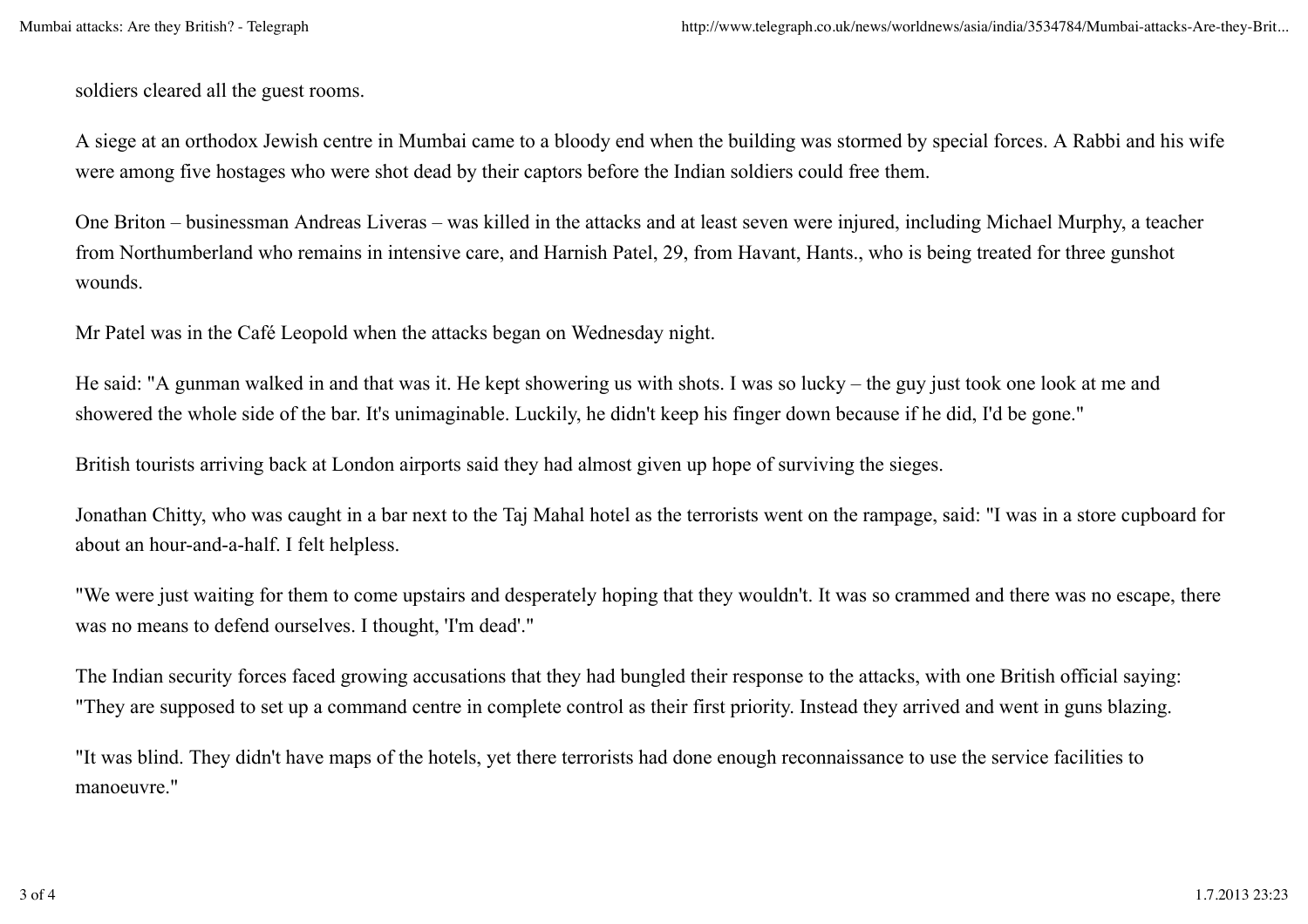soldiers cleared all the guest rooms.

A siege at an orthodox Jewish centre in Mumbai came to a bloody end when the building was stormed by special forces. A Rabbi and his wife were among five hostages who were shot dead by their captors before the Indian soldiers could free them.

One Briton – businessman Andreas Liveras – was killed in the attacks and at least seven were injured, including Michael Murphy, a teacher from Northumberland who remains in intensive care, and Harnish Patel, 29, from Havant, Hants., who is being treated for three gunshot wounds.

Mr Patel was in the Café Leopold when the attacks began on Wednesday night.

He said: "A gunman walked in and that was it. He kept showering us with shots. I was so lucky – the guy just took one look at me and showered the whole side of the bar. It's unimaginable. Luckily, he didn't keep his finger down because if he did, I'd be gone."

British tourists arriving back at London airports said they had almost given up hope of surviving the sieges.

Jonathan Chitty, who was caught in a bar next to the Taj Mahal hotel as the terrorists went on the rampage, said: "I was in a store cupboard for about an hour-and-a-half. I felt helpless.

"We were just waiting for them to come upstairs and desperately hoping that they wouldn't. It was so crammed and there was no escape, there was no means to defend ourselves. I thought, 'I'm dead'."

The Indian security forces faced growing accusations that they had bungled their response to the attacks, with one British official saying: "They are supposed to set up a command centre in complete control as their first priority. Instead they arrived and went in guns blazing.

"It was blind. They didn't have maps of the hotels, yet there terrorists had done enough reconnaissance to use the service facilities to manoeuvre."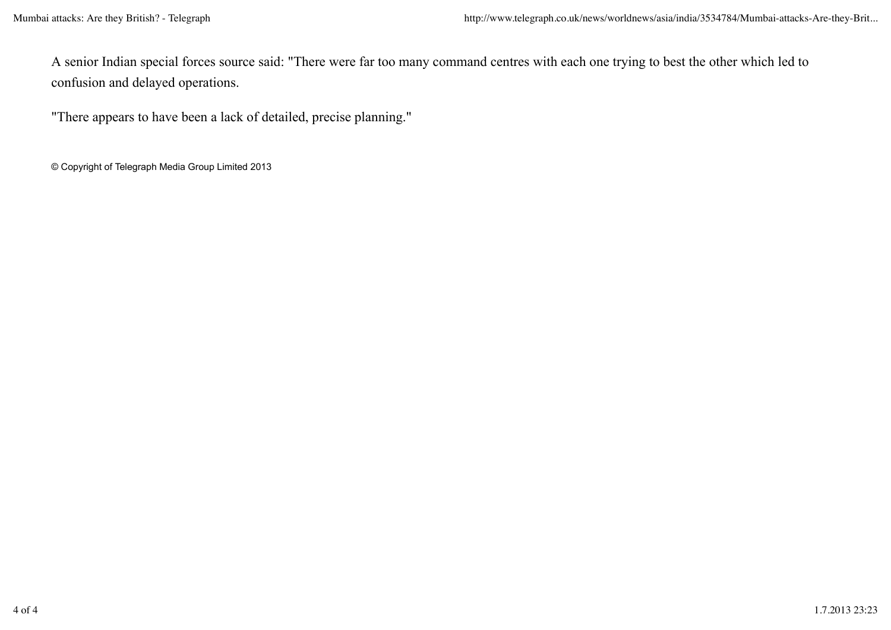A senior Indian special forces source said: "There were far too many command centres with each one trying to best the other which led to confusion and delayed operations.

"There appears to have been a lack of detailed, precise planning."

© Copyright of Telegraph Media Group Limited 2013